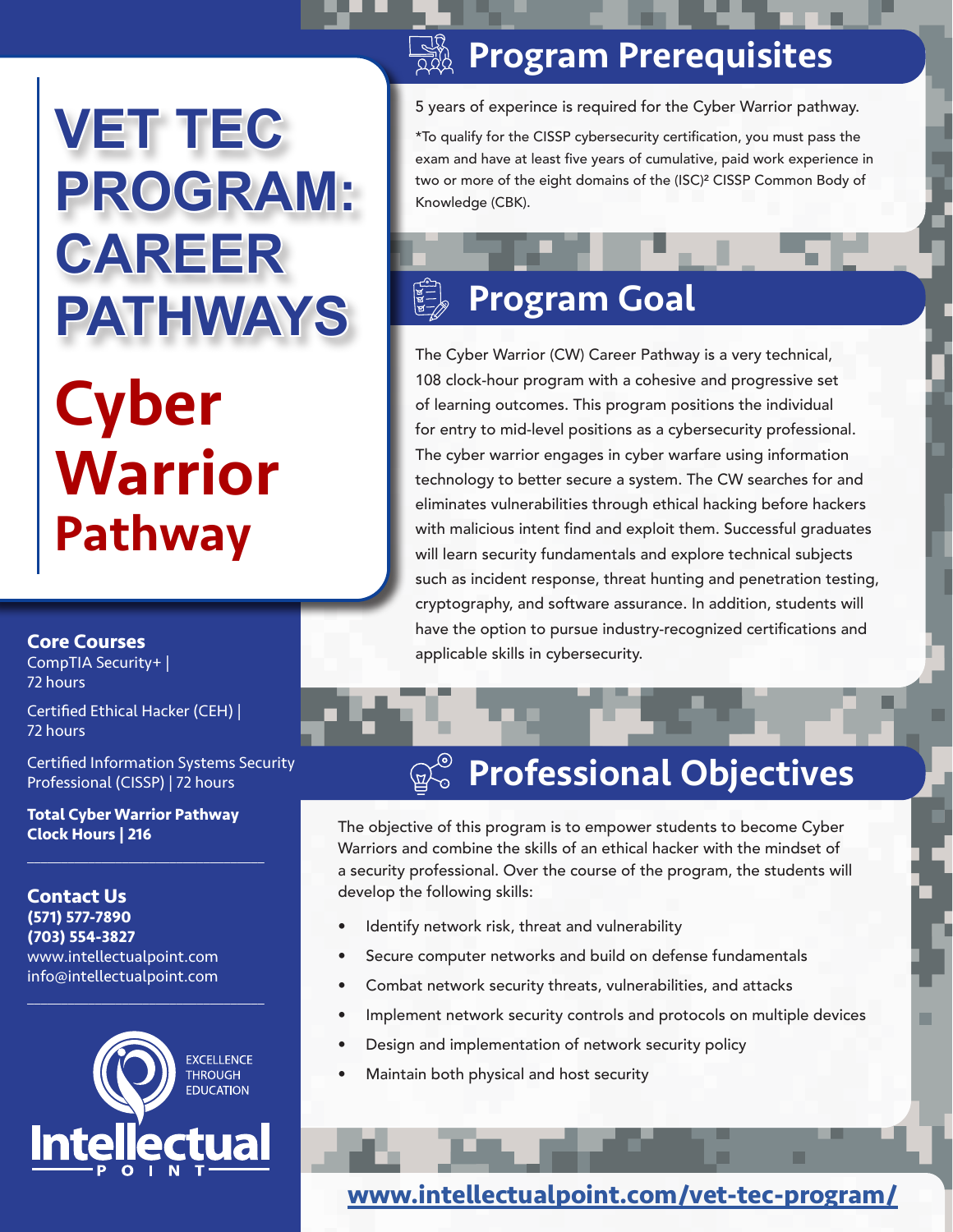# VET TEC PROGRAM: CAREER PATHWAYS

# Cyber Warrior Pathway

**Core Courses**

CompTIA Security+ | 72 hours

Certified Ethical Hacker (CEH) | 72 hours

Certified Information Systems Security Professional (CISSP) | 72 hours

**Total Cyber Warrior Pathway Clock Hours | 216**

**Contact Us**

**(571) 577-7890**

**(703) 554-3827**

www.intellectualpoint.com

info@intellectualpoint.com

EXCELLENCE THROUGH EDUCATION

Intellectual POINT

## Program Prerequisites

5 years of experince is required for the Cyber Warrior pathway.

*To qualify for the CISSP cybersecurity certification, you must pass the exam and have at least five years of cumulative, paid work experience in two or more of the eight domains of the (ISC)² CISSP Common Body of Knowledge (CBK).

## Program Goal

The Cyber Warrior (CW) Career Pathway is a very technical, 108 clock-hour program with a cohesive and progressive set of learning outcomes. This program positions the individual for entry to mid-level positions as a cybersecurity professional. The cyber warrior engages in cyber warfare using information technology to better secure a system. The CW searches for and eliminates vulnerabilities through ethical hacking before hackers with malicious intent find and exploit them. Successful graduates will learn security fundamentals and explore technical subjects such as incident response, threat hunting and penetration testing, cryptography, and software assurance. In addition, students will have the option to pursue industry-recognized certifications and applicable skills in cybersecurity.

## Professional Objectives

The objective of this program is to empower students to become Cyber Warriors and combine the skills of an ethical hacker with the mindset of a security professional. Over the course of the program, the students will develop the following skills:

- Identify network risk, threat and vulnerability
- Secure computer networks and build on defense fundamentals
- Combat network security threats, vulnerabilities, and attacks
- Implement network security controls and protocols on multiple devices
- Design and implementation of network security policy
- Maintain both physical and host security

**www.intellectualpoint.com/vet-tec-program/**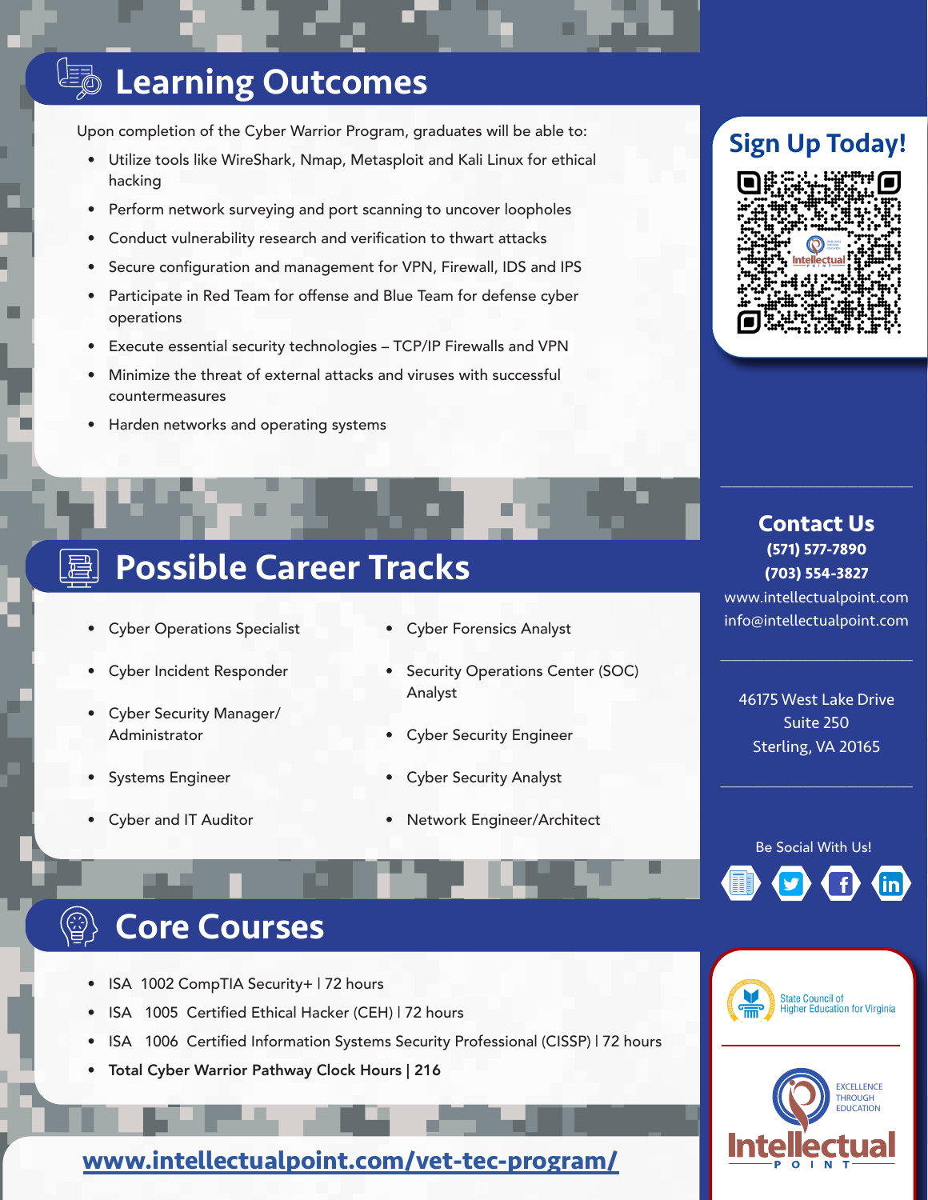## Learning Outcomes

Upon completion of the Cyber Warrior Program, graduates will be able to:

- Utilize tools like WireShark, Nmap, Metasploit and Kali Linux for ethical hacking
- Perform network surveying and port scanning to uncover loopholes
- Conduct vulnerability research and verification to thwart attacks
- Secure configuration and management for VPN, Firewall, IDS and IPS
- Participate in Red Team for offense and Blue Team for defense cyber operations
- Execute essential security technologies – TCP/IP Firewalls and VPN
- Minimize the threat of external attacks and viruses with successful countermeasures
- Harden networks and operating systems

## Possible Career Tracks

- Cyber Operations Specialist
- Cyber Incident Responder
- Cyber Security Manager/ Administrator
- Systems Engineer
- Cyber and IT Auditor
- Cyber Forensics Analyst
- Security Operations Center (SOC) Analyst
- Cyber Security Engineer
- Cyber Security Analyst
- Network Engineer/Architect

## Core Courses

- ISA 1002 CompTIA Security+ | 72 hours
- ISA 1005 Certified Ethical Hacker (CEH) | 72 hours
- ISA 1006 Certified Information Systems Security Professional (CISSP) | 72 hours
- **Total Cyber Warrior Pathway Clock Hours | 216**

**www.intellectualpoint.com/vet-tec-program/**

## Sign Up Today!

## Contact Us

**(571) 577-7890**
**(703) 554-3827**
www.intellectualpoint.com
info@intellectualpoint.com

46175 West Lake Drive
Suite 250
Sterling, VA 20165

Be Social With Us!

State Council of Higher Education for Virginia

EXCELLENCE THROUGH EDUCATION

Intellectual Point